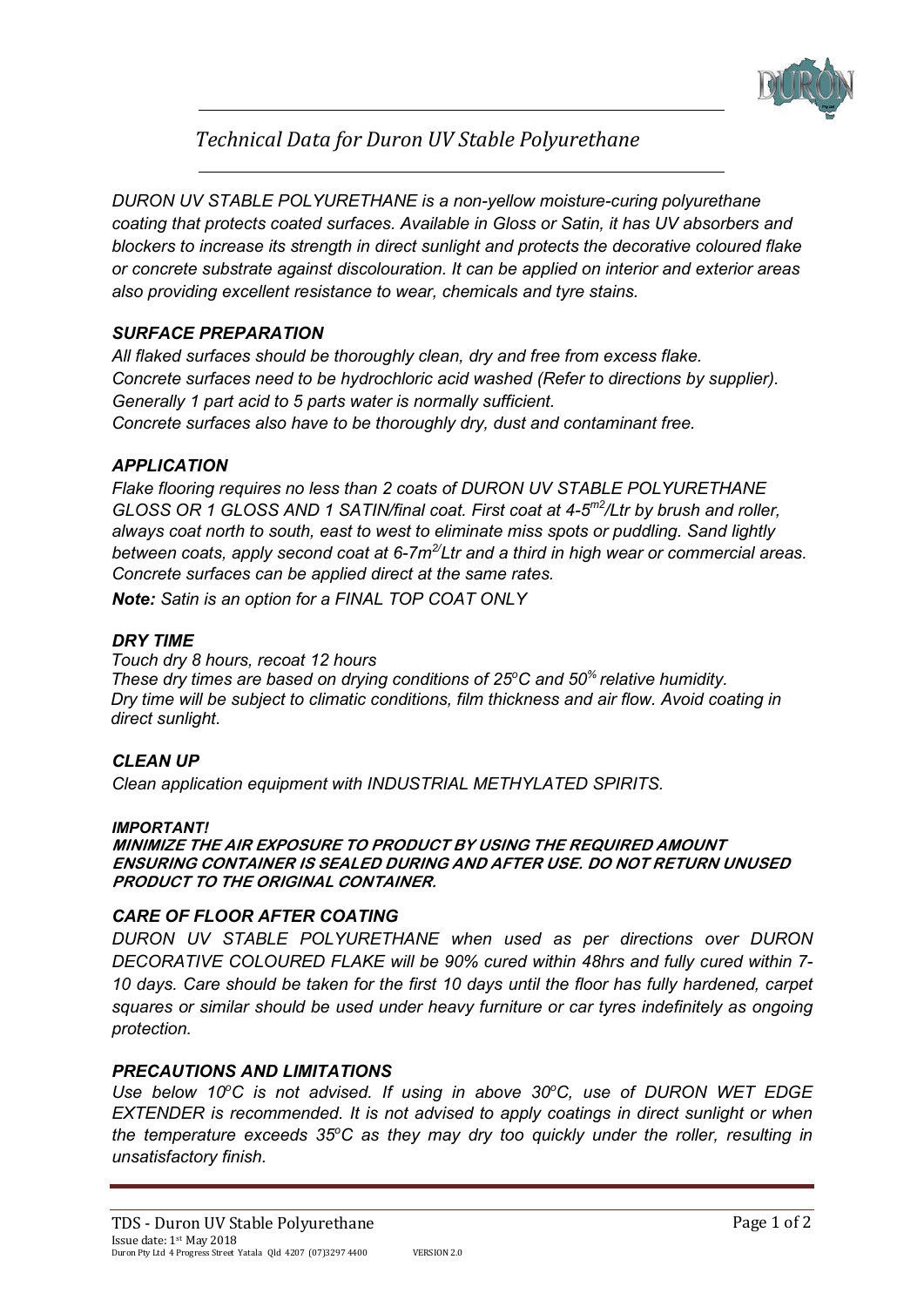# *Technical Data for Duron UV Stable Polyurethane*

*DURON UV STABLE POLYURETHANE is a non-yellow moisture-curing polyurethane coating that protects coated surfaces. Available in Gloss or Satin, it has UV absorbers and blockers to increase its strength in direct sunlight and protects the decorative coloured flake or concrete substrate against discolouration. It can be applied on interior and exterior areas also providing excellent resistance to wear, chemicals and tyre stains.*

## *SURFACE PREPARATION*

*All flaked surfaces should be thoroughly clean, dry and free from excess flake.*
*Concrete surfaces need to be hydrochloric acid washed (Refer to directions by supplier).*
*Generally 1 part acid to 5 parts water is normally sufficient.*
*Concrete surfaces also have to be thoroughly dry, dust and contaminant free.*

## *APPLICATION*

*Flake flooring requires no less than 2 coats of DURON UV STABLE POLYURETHANE GLOSS OR 1 GLOSS AND 1 SATIN/final coat. First coat at 4-5$m^2$/Ltr by brush and roller, always coat north to south, east to west to eliminate miss spots or puddling. Sand lightly between coats, apply second coat at 6-7$m^{2}$/Ltr and a third in high wear or commercial areas. Concrete surfaces can be applied direct at the same rates.*

***Note:** Satin is an option for a FINAL TOP COAT ONLY*

## *DRY TIME*

*Touch dry 8 hours, recoat 12 hours*
*These dry times are based on drying conditions of 25°C and 50% relative humidity. Dry time will be subject to climatic conditions, film thickness and air flow. Avoid coating in direct sunlight.*

## *CLEAN UP*

*Clean application equipment with INDUSTRIAL METHYLATED SPIRITS.*

***IMPORTANT!***
***MINIMIZE THE AIR EXPOSURE TO PRODUCT BY USING THE REQUIRED AMOUNT ENSURING CONTAINER IS SEALED DURING AND AFTER USE. DO NOT RETURN UNUSED PRODUCT TO THE ORIGINAL CONTAINER.***

## *CARE OF FLOOR AFTER COATING*

*DURON UV STABLE POLYURETHANE when used as per directions over DURON DECORATIVE COLOURED FLAKE will be 90% cured within 48hrs and fully cured within 7-10 days. Care should be taken for the first 10 days until the floor has fully hardened, carpet squares or similar should be used under heavy furniture or car tyres indefinitely as ongoing protection.*

## *PRECAUTIONS AND LIMITATIONS*

*Use below 10°C is not advised. If using in above 30°C, use of DURON WET EDGE EXTENDER is recommended. It is not advised to apply coatings in direct sunlight or when the temperature exceeds 35°C as they may dry too quickly under the roller, resulting in unsatisfactory finish.*

TDS - Duron UV Stable Polyurethane
Issue date: 1st May 2018
Duron Pty Ltd 4 Progress Street Yatala Qld 4207 (07)3297 4400 VERSION 2.0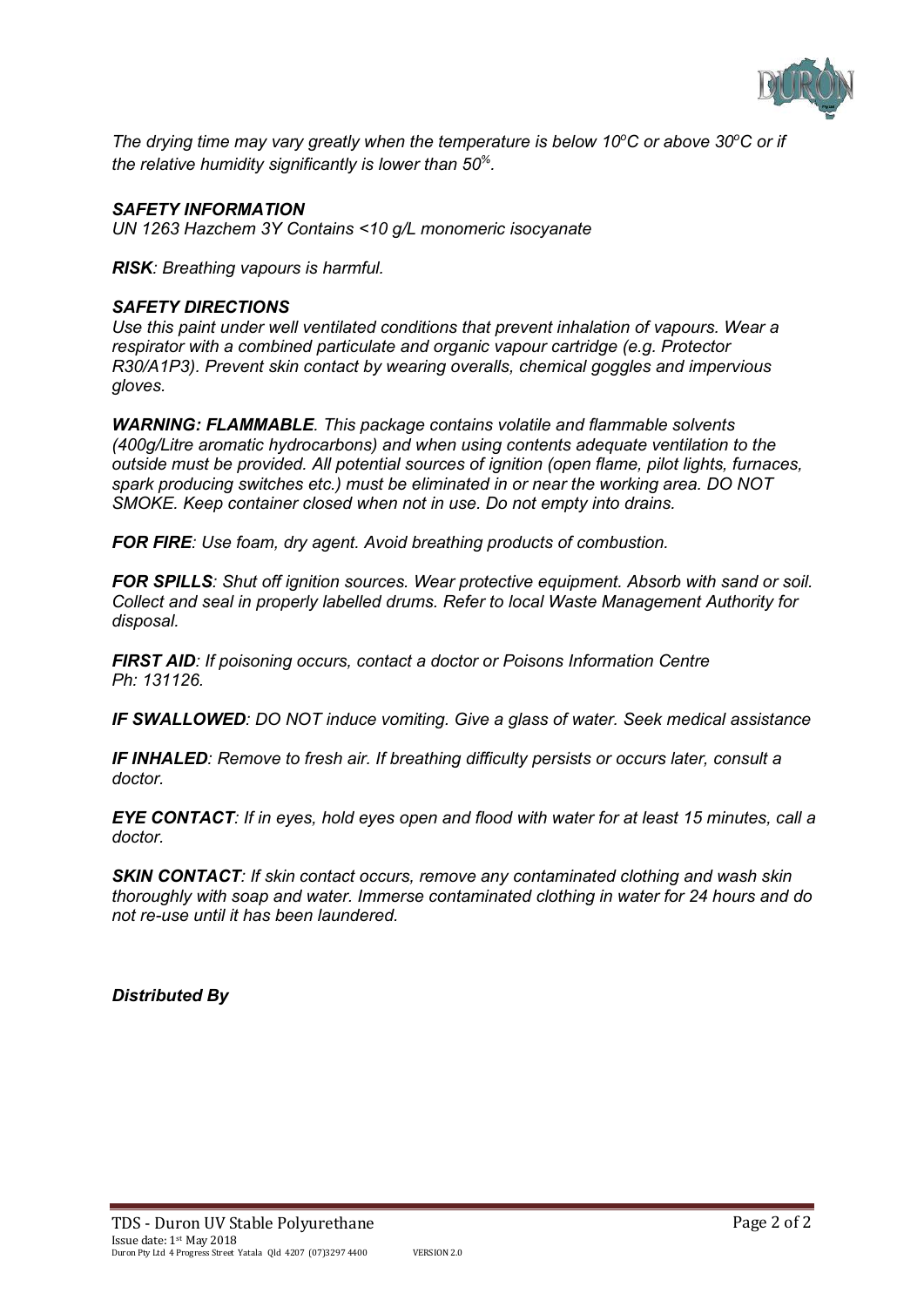*The drying time may vary greatly when the temperature is below 10°C or above 30°C or if the relative humidity significantly is lower than 50%.*

### *SAFETY INFORMATION*

*UN 1263 Hazchem 3Y Contains <10 g/L monomeric isocyanate*

***RISK**: Breathing vapours is harmful.*

### *SAFETY DIRECTIONS*

*Use this paint under well ventilated conditions that prevent inhalation of vapours. Wear a respirator with a combined particulate and organic vapour cartridge (e.g. Protector R30/A1P3). Prevent skin contact by wearing overalls, chemical goggles and impervious gloves.*

***WARNING: FLAMMABLE**. This package contains volatile and flammable solvents (400g/Litre aromatic hydrocarbons) and when using contents adequate ventilation to the outside must be provided. All potential sources of ignition (open flame, pilot lights, furnaces, spark producing switches etc.) must be eliminated in or near the working area. DO NOT SMOKE. Keep container closed when not in use. Do not empty into drains.*

***FOR FIRE**: Use foam, dry agent. Avoid breathing products of combustion.*

***FOR SPILLS**: Shut off ignition sources. Wear protective equipment. Absorb with sand or soil. Collect and seal in properly labelled drums. Refer to local Waste Management Authority for disposal.*

***FIRST AID**: If poisoning occurs, contact a doctor or Poisons Information Centre Ph: 131126.*

***IF SWALLOWED**: DO NOT induce vomiting. Give a glass of water. Seek medical assistance*

***IF INHALED**: Remove to fresh air. If breathing difficulty persists or occurs later, consult a doctor.*

***EYE CONTACT**: If in eyes, hold eyes open and flood with water for at least 15 minutes, call a doctor.*

***SKIN CONTACT**: If skin contact occurs, remove any contaminated clothing and wash skin thoroughly with soap and water. Immerse contaminated clothing in water for 24 hours and do not re-use until it has been laundered.*

***Distributed By***

TDS - Duron UV Stable Polyurethane

Issue date: 1st May 2018

Duron Pty Ltd 4 Progress Street Yatala Qld 4207 (07)3297 4400 VERSION 2.0